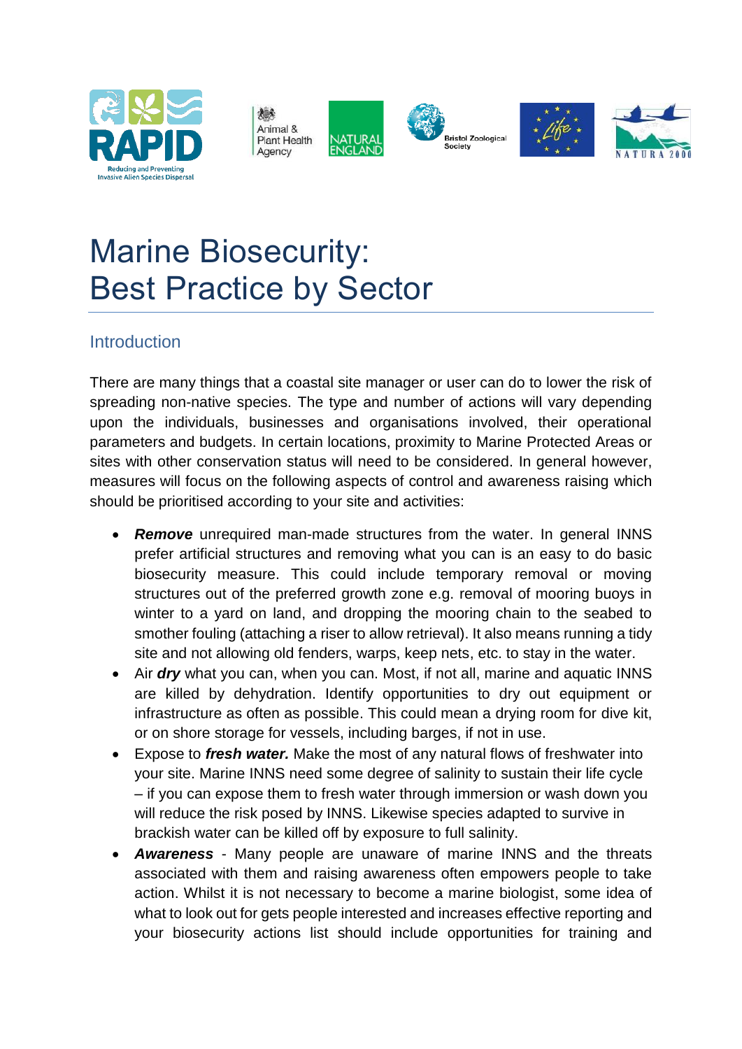# Marine Biosecurity: Best Practice by Sector

## Introduction

There are many things that a coastal site manager or user can do to lower the risk of spreading non-native species. The type and number of actions will vary depending upon the individuals, businesses and organisations involved, their operational parameters and budgets. In certain locations, proximity to Marine Protected Areas or sites with other conservation status will need to be considered. In general however, measures will focus on the following aspects of control and awareness raising which should be prioritised according to your site and activities:

- ***Remove*** unrequired man-made structures from the water. In general INNS prefer artificial structures and removing what you can is an easy to do basic biosecurity measure. This could include temporary removal or moving structures out of the preferred growth zone e.g. removal of mooring buoys in winter to a yard on land, and dropping the mooring chain to the seabed to smother fouling (attaching a riser to allow retrieval). It also means running a tidy site and not allowing old fenders, warps, keep nets, etc. to stay in the water.
- Air ***dry*** what you can, when you can. Most, if not all, marine and aquatic INNS are killed by dehydration. Identify opportunities to dry out equipment or infrastructure as often as possible. This could mean a drying room for dive kit, or on shore storage for vessels, including barges, if not in use.
- Expose to ***fresh water.*** Make the most of any natural flows of freshwater into your site. Marine INNS need some degree of salinity to sustain their life cycle – if you can expose them to fresh water through immersion or wash down you will reduce the risk posed by INNS. Likewise species adapted to survive in brackish water can be killed off by exposure to full salinity.
- ***Awareness*** - Many people are unaware of marine INNS and the threats associated with them and raising awareness often empowers people to take action. Whilst it is not necessary to become a marine biologist, some idea of what to look out for gets people interested and increases effective reporting and your biosecurity actions list should include opportunities for training and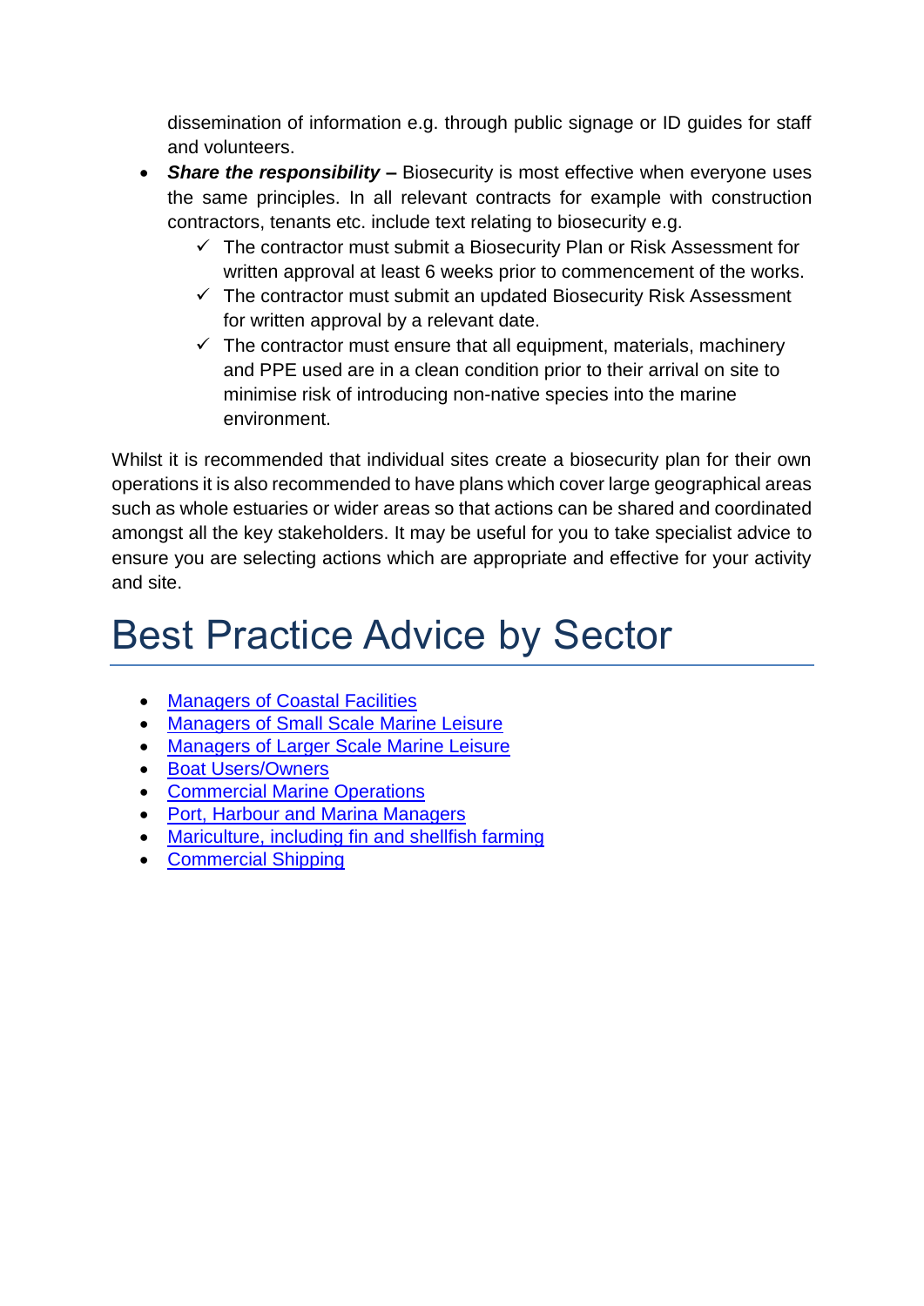dissemination of information e.g. through public signage or ID guides for staff and volunteers.

- ***Share the responsibility –*** Biosecurity is most effective when everyone uses the same principles. In all relevant contracts for example with construction contractors, tenants etc. include text relating to biosecurity e.g.
  - ✓ The contractor must submit a Biosecurity Plan or Risk Assessment for written approval at least 6 weeks prior to commencement of the works.
  - ✓ The contractor must submit an updated Biosecurity Risk Assessment for written approval by a relevant date.
  - ✓ The contractor must ensure that all equipment, materials, machinery and PPE used are in a clean condition prior to their arrival on site to minimise risk of introducing non-native species into the marine environment.

Whilst it is recommended that individual sites create a biosecurity plan for their own operations it is also recommended to have plans which cover large geographical areas such as whole estuaries or wider areas so that actions can be shared and coordinated amongst all the key stakeholders. It may be useful for you to take specialist advice to ensure you are selecting actions which are appropriate and effective for your activity and site.

# Best Practice Advice by Sector

- Managers of Coastal Facilities
- Managers of Small Scale Marine Leisure
- Managers of Larger Scale Marine Leisure
- Boat Users/Owners
- Commercial Marine Operations
- Port, Harbour and Marina Managers
- Mariculture, including fin and shellfish farming
- Commercial Shipping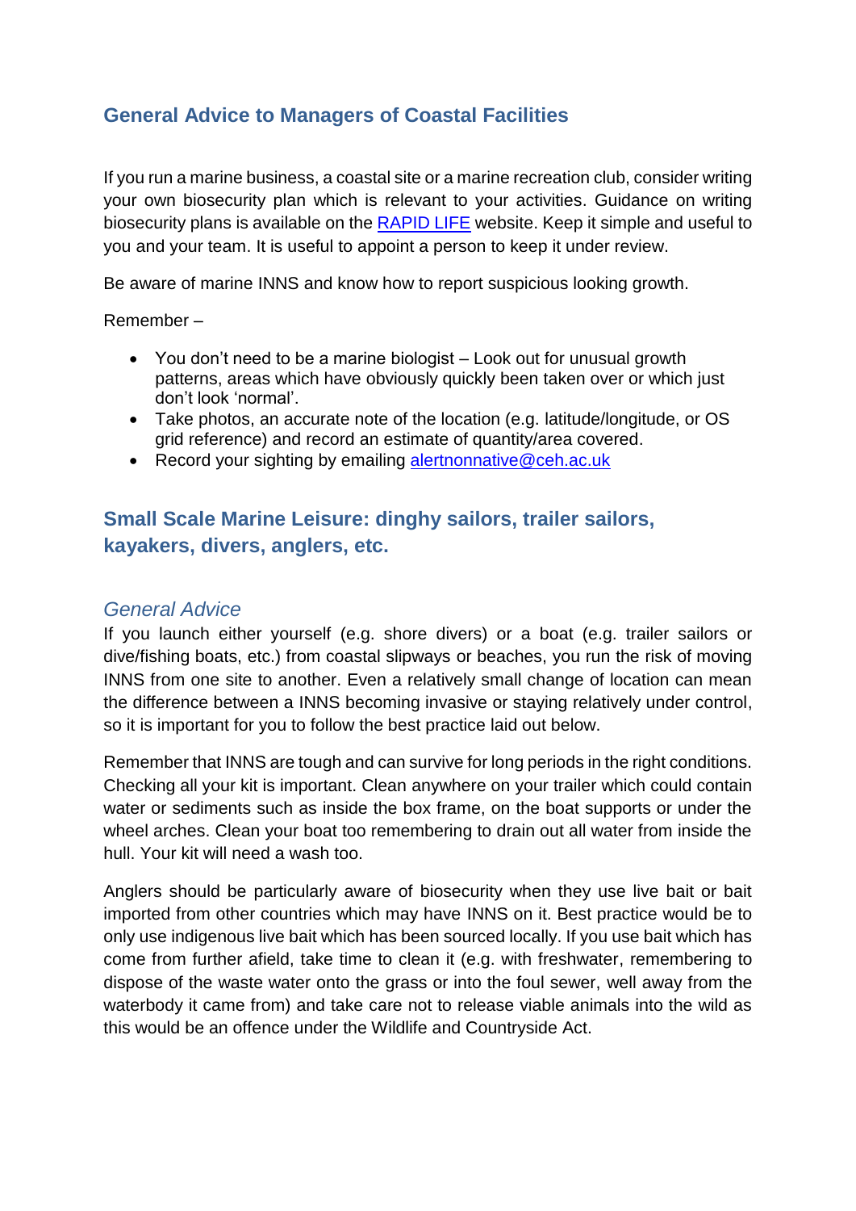## General Advice to Managers of Coastal Facilities

If you run a marine business, a coastal site or a marine recreation club, consider writing your own biosecurity plan which is relevant to your activities. Guidance on writing biosecurity plans is available on the RAPID LIFE website. Keep it simple and useful to you and your team. It is useful to appoint a person to keep it under review.

Be aware of marine INNS and know how to report suspicious looking growth.

Remember –

- You don't need to be a marine biologist – Look out for unusual growth patterns, areas which have obviously quickly been taken over or which just don't look 'normal'.
- Take photos, an accurate note of the location (e.g. latitude/longitude, or OS grid reference) and record an estimate of quantity/area covered.
- Record your sighting by emailing alertnonnative@ceh.ac.uk

## Small Scale Marine Leisure: dinghy sailors, trailer sailors, kayakers, divers, anglers, etc.

### *General Advice*

If you launch either yourself (e.g. shore divers) or a boat (e.g. trailer sailors or dive/fishing boats, etc.) from coastal slipways or beaches, you run the risk of moving INNS from one site to another. Even a relatively small change of location can mean the difference between a INNS becoming invasive or staying relatively under control, so it is important for you to follow the best practice laid out below.

Remember that INNS are tough and can survive for long periods in the right conditions. Checking all your kit is important. Clean anywhere on your trailer which could contain water or sediments such as inside the box frame, on the boat supports or under the wheel arches. Clean your boat too remembering to drain out all water from inside the hull. Your kit will need a wash too.

Anglers should be particularly aware of biosecurity when they use live bait or bait imported from other countries which may have INNS on it. Best practice would be to only use indigenous live bait which has been sourced locally. If you use bait which has come from further afield, take time to clean it (e.g. with freshwater, remembering to dispose of the waste water onto the grass or into the foul sewer, well away from the waterbody it came from) and take care not to release viable animals into the wild as this would be an offence under the Wildlife and Countryside Act.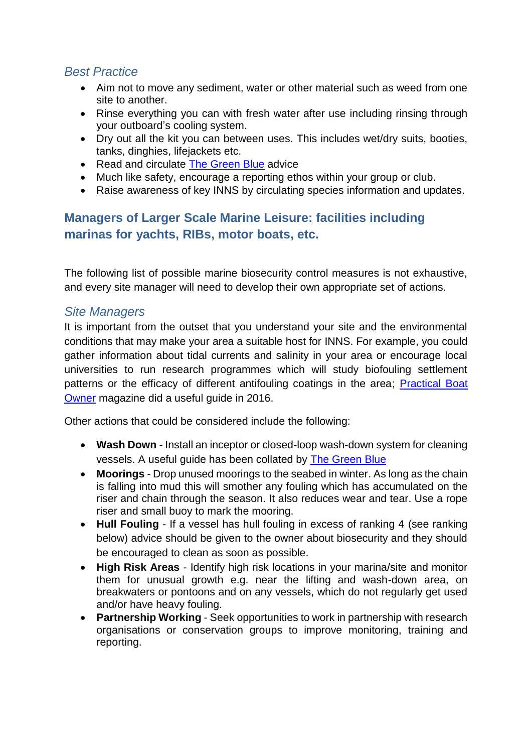### *Best Practice*

- Aim not to move any sediment, water or other material such as weed from one site to another.
- Rinse everything you can with fresh water after use including rinsing through your outboard's cooling system.
- Dry out all the kit you can between uses. This includes wet/dry suits, booties, tanks, dinghies, lifejackets etc.
- Read and circulate The Green Blue advice
- Much like safety, encourage a reporting ethos within your group or club.
- Raise awareness of key INNS by circulating species information and updates.

## Managers of Larger Scale Marine Leisure: facilities including marinas for yachts, RIBs, motor boats, etc.

The following list of possible marine biosecurity control measures is not exhaustive, and every site manager will need to develop their own appropriate set of actions.

### *Site Managers*

It is important from the outset that you understand your site and the environmental conditions that may make your area a suitable host for INNS. For example, you could gather information about tidal currents and salinity in your area or encourage local universities to run research programmes which will study biofouling settlement patterns or the efficacy of different antifouling coatings in the area; Practical Boat Owner magazine did a useful guide in 2016.

Other actions that could be considered include the following:

- **Wash Down** - Install an inceptor or closed-loop wash-down system for cleaning vessels. A useful guide has been collated by The Green Blue
- **Moorings** - Drop unused moorings to the seabed in winter. As long as the chain is falling into mud this will smother any fouling which has accumulated on the riser and chain through the season. It also reduces wear and tear. Use a rope riser and small buoy to mark the mooring.
- **Hull Fouling** - If a vessel has hull fouling in excess of ranking 4 (see ranking below) advice should be given to the owner about biosecurity and they should be encouraged to clean as soon as possible.
- **High Risk Areas** - Identify high risk locations in your marina/site and monitor them for unusual growth e.g. near the lifting and wash-down area, on breakwaters or pontoons and on any vessels, which do not regularly get used and/or have heavy fouling.
- **Partnership Working** - Seek opportunities to work in partnership with research organisations or conservation groups to improve monitoring, training and reporting.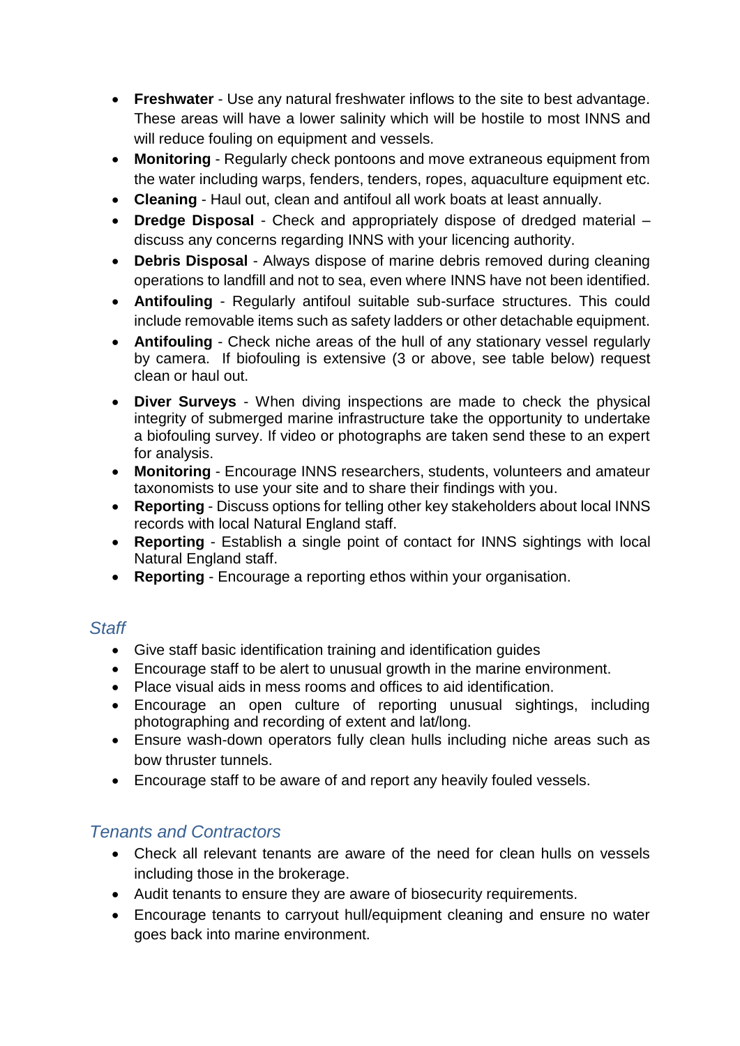- **Freshwater** - Use any natural freshwater inflows to the site to best advantage. These areas will have a lower salinity which will be hostile to most INNS and will reduce fouling on equipment and vessels.
- **Monitoring** - Regularly check pontoons and move extraneous equipment from the water including warps, fenders, tenders, ropes, aquaculture equipment etc.
- **Cleaning** - Haul out, clean and antifoul all work boats at least annually.
- **Dredge Disposal** - Check and appropriately dispose of dredged material – discuss any concerns regarding INNS with your licencing authority.
- **Debris Disposal** - Always dispose of marine debris removed during cleaning operations to landfill and not to sea, even where INNS have not been identified.
- **Antifouling** - Regularly antifoul suitable sub-surface structures. This could include removable items such as safety ladders or other detachable equipment.
- **Antifouling** - Check niche areas of the hull of any stationary vessel regularly by camera. If biofouling is extensive (3 or above, see table below) request clean or haul out.
- **Diver Surveys** - When diving inspections are made to check the physical integrity of submerged marine infrastructure take the opportunity to undertake a biofouling survey. If video or photographs are taken send these to an expert for analysis.
- **Monitoring** - Encourage INNS researchers, students, volunteers and amateur taxonomists to use your site and to share their findings with you.
- **Reporting** - Discuss options for telling other key stakeholders about local INNS records with local Natural England staff.
- **Reporting** - Establish a single point of contact for INNS sightings with local Natural England staff.
- **Reporting** - Encourage a reporting ethos within your organisation.

### *Staff*

- Give staff basic identification training and identification guides
- Encourage staff to be alert to unusual growth in the marine environment.
- Place visual aids in mess rooms and offices to aid identification.
- Encourage an open culture of reporting unusual sightings, including photographing and recording of extent and lat/long.
- Ensure wash-down operators fully clean hulls including niche areas such as bow thruster tunnels.
- Encourage staff to be aware of and report any heavily fouled vessels.

### *Tenants and Contractors*

- Check all relevant tenants are aware of the need for clean hulls on vessels including those in the brokerage.
- Audit tenants to ensure they are aware of biosecurity requirements.
- Encourage tenants to carryout hull/equipment cleaning and ensure no water goes back into marine environment.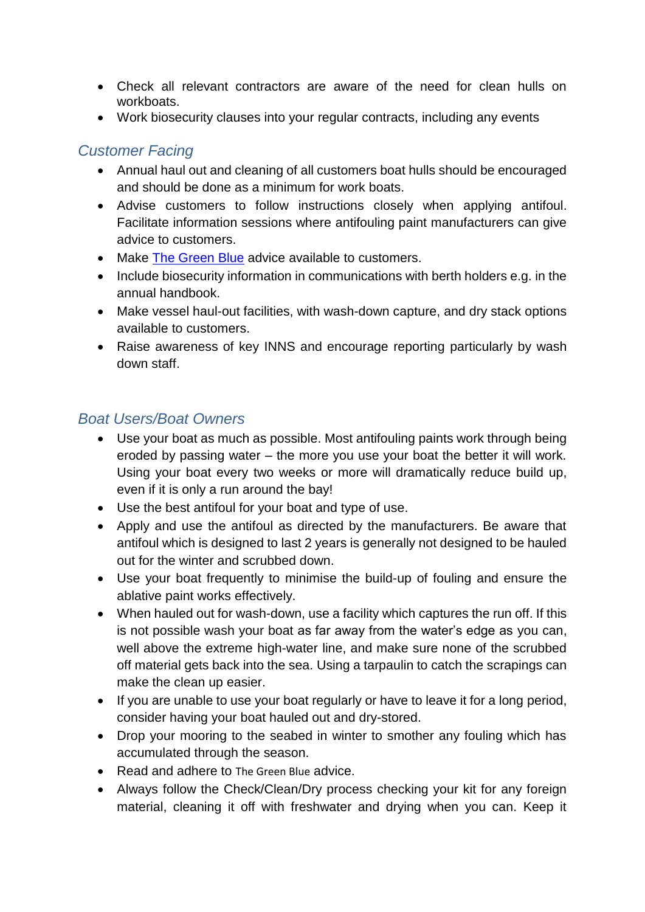- Check all relevant contractors are aware of the need for clean hulls on workboats.
- Work biosecurity clauses into your regular contracts, including any events

### *Customer Facing*

- Annual haul out and cleaning of all customers boat hulls should be encouraged and should be done as a minimum for work boats.
- Advise customers to follow instructions closely when applying antifoul. Facilitate information sessions where antifouling paint manufacturers can give advice to customers.
- Make [The Green Blue]() advice available to customers.
- Include biosecurity information in communications with berth holders e.g. in the annual handbook.
- Make vessel haul-out facilities, with wash-down capture, and dry stack options available to customers.
- Raise awareness of key INNS and encourage reporting particularly by wash down staff.

### *Boat Users/Boat Owners*

- Use your boat as much as possible. Most antifouling paints work through being eroded by passing water – the more you use your boat the better it will work. Using your boat every two weeks or more will dramatically reduce build up, even if it is only a run around the bay!
- Use the best antifoul for your boat and type of use.
- Apply and use the antifoul as directed by the manufacturers. Be aware that antifoul which is designed to last 2 years is generally not designed to be hauled out for the winter and scrubbed down.
- Use your boat frequently to minimise the build-up of fouling and ensure the ablative paint works effectively.
- When hauled out for wash-down, use a facility which captures the run off. If this is not possible wash your boat as far away from the water's edge as you can, well above the extreme high-water line, and make sure none of the scrubbed off material gets back into the sea. Using a tarpaulin to catch the scrapings can make the clean up easier.
- If you are unable to use your boat regularly or have to leave it for a long period, consider having your boat hauled out and dry-stored.
- Drop your mooring to the seabed in winter to smother any fouling which has accumulated through the season.
- Read and adhere to The Green Blue advice.
- Always follow the Check/Clean/Dry process checking your kit for any foreign material, cleaning it off with freshwater and drying when you can. Keep it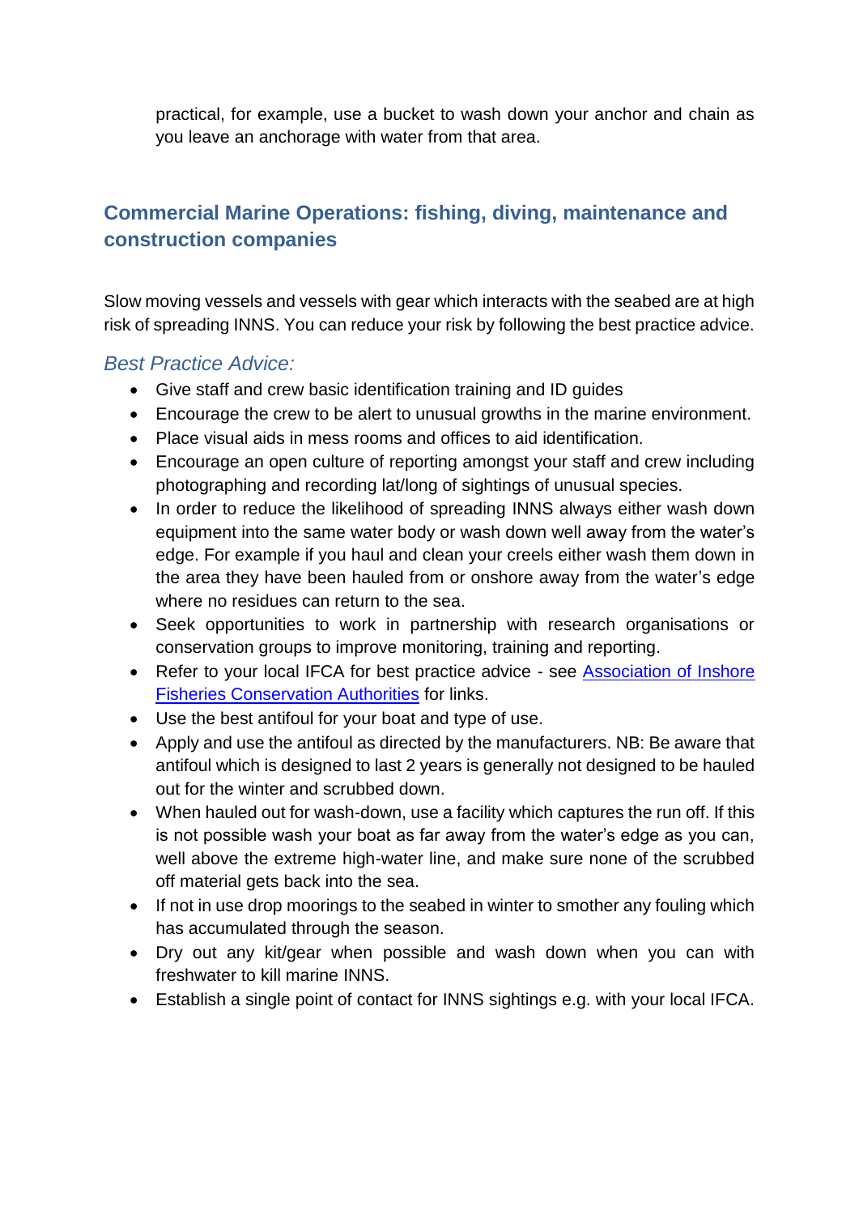practical, for example, use a bucket to wash down your anchor and chain as you leave an anchorage with water from that area.

## Commercial Marine Operations: fishing, diving, maintenance and construction companies

Slow moving vessels and vessels with gear which interacts with the seabed are at high risk of spreading INNS. You can reduce your risk by following the best practice advice.

### *Best Practice Advice:*

- Give staff and crew basic identification training and ID guides
- Encourage the crew to be alert to unusual growths in the marine environment.
- Place visual aids in mess rooms and offices to aid identification.
- Encourage an open culture of reporting amongst your staff and crew including photographing and recording lat/long of sightings of unusual species.
- In order to reduce the likelihood of spreading INNS always either wash down equipment into the same water body or wash down well away from the water's edge. For example if you haul and clean your creels either wash them down in the area they have been hauled from or onshore away from the water's edge where no residues can return to the sea.
- Seek opportunities to work in partnership with research organisations or conservation groups to improve monitoring, training and reporting.
- Refer to your local IFCA for best practice advice - see Association of Inshore Fisheries Conservation Authorities for links.
- Use the best antifoul for your boat and type of use.
- Apply and use the antifoul as directed by the manufacturers. NB: Be aware that antifoul which is designed to last 2 years is generally not designed to be hauled out for the winter and scrubbed down.
- When hauled out for wash-down, use a facility which captures the run off. If this is not possible wash your boat as far away from the water's edge as you can, well above the extreme high-water line, and make sure none of the scrubbed off material gets back into the sea.
- If not in use drop moorings to the seabed in winter to smother any fouling which has accumulated through the season.
- Dry out any kit/gear when possible and wash down when you can with freshwater to kill marine INNS.
- Establish a single point of contact for INNS sightings e.g. with your local IFCA.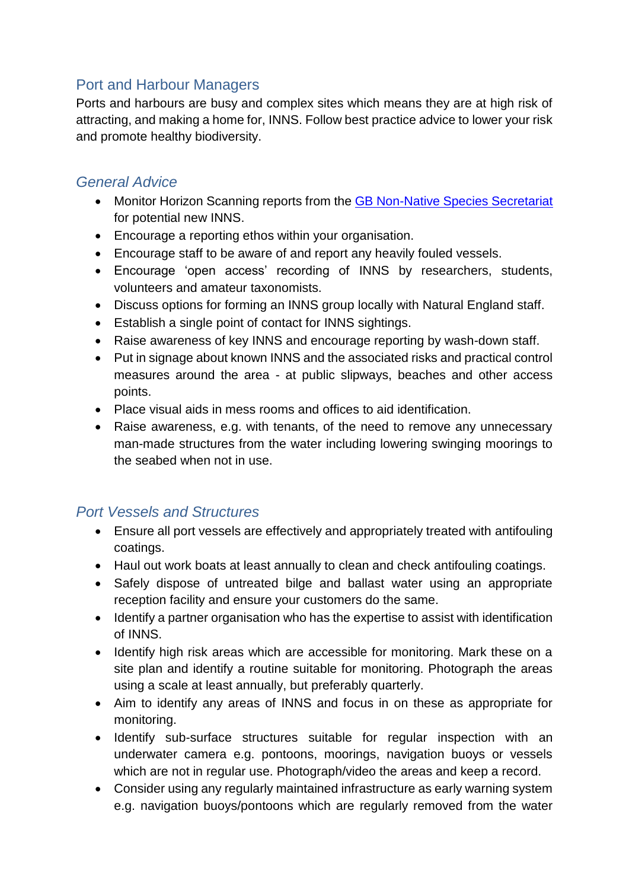## Port and Harbour Managers

Ports and harbours are busy and complex sites which means they are at high risk of attracting, and making a home for, INNS. Follow best practice advice to lower your risk and promote healthy biodiversity.

### *General Advice*

- Monitor Horizon Scanning reports from the [GB Non-Native Species Secretariat]() for potential new INNS.
- Encourage a reporting ethos within your organisation.
- Encourage staff to be aware of and report any heavily fouled vessels.
- Encourage 'open access' recording of INNS by researchers, students, volunteers and amateur taxonomists.
- Discuss options for forming an INNS group locally with Natural England staff.
- Establish a single point of contact for INNS sightings.
- Raise awareness of key INNS and encourage reporting by wash-down staff.
- Put in signage about known INNS and the associated risks and practical control measures around the area - at public slipways, beaches and other access points.
- Place visual aids in mess rooms and offices to aid identification.
- Raise awareness, e.g. with tenants, of the need to remove any unnecessary man-made structures from the water including lowering swinging moorings to the seabed when not in use.

### *Port Vessels and Structures*

- Ensure all port vessels are effectively and appropriately treated with antifouling coatings.
- Haul out work boats at least annually to clean and check antifouling coatings.
- Safely dispose of untreated bilge and ballast water using an appropriate reception facility and ensure your customers do the same.
- Identify a partner organisation who has the expertise to assist with identification of INNS.
- Identify high risk areas which are accessible for monitoring. Mark these on a site plan and identify a routine suitable for monitoring. Photograph the areas using a scale at least annually, but preferably quarterly.
- Aim to identify any areas of INNS and focus in on these as appropriate for monitoring.
- Identify sub-surface structures suitable for regular inspection with an underwater camera e.g. pontoons, moorings, navigation buoys or vessels which are not in regular use. Photograph/video the areas and keep a record.
- Consider using any regularly maintained infrastructure as early warning system e.g. navigation buoys/pontoons which are regularly removed from the water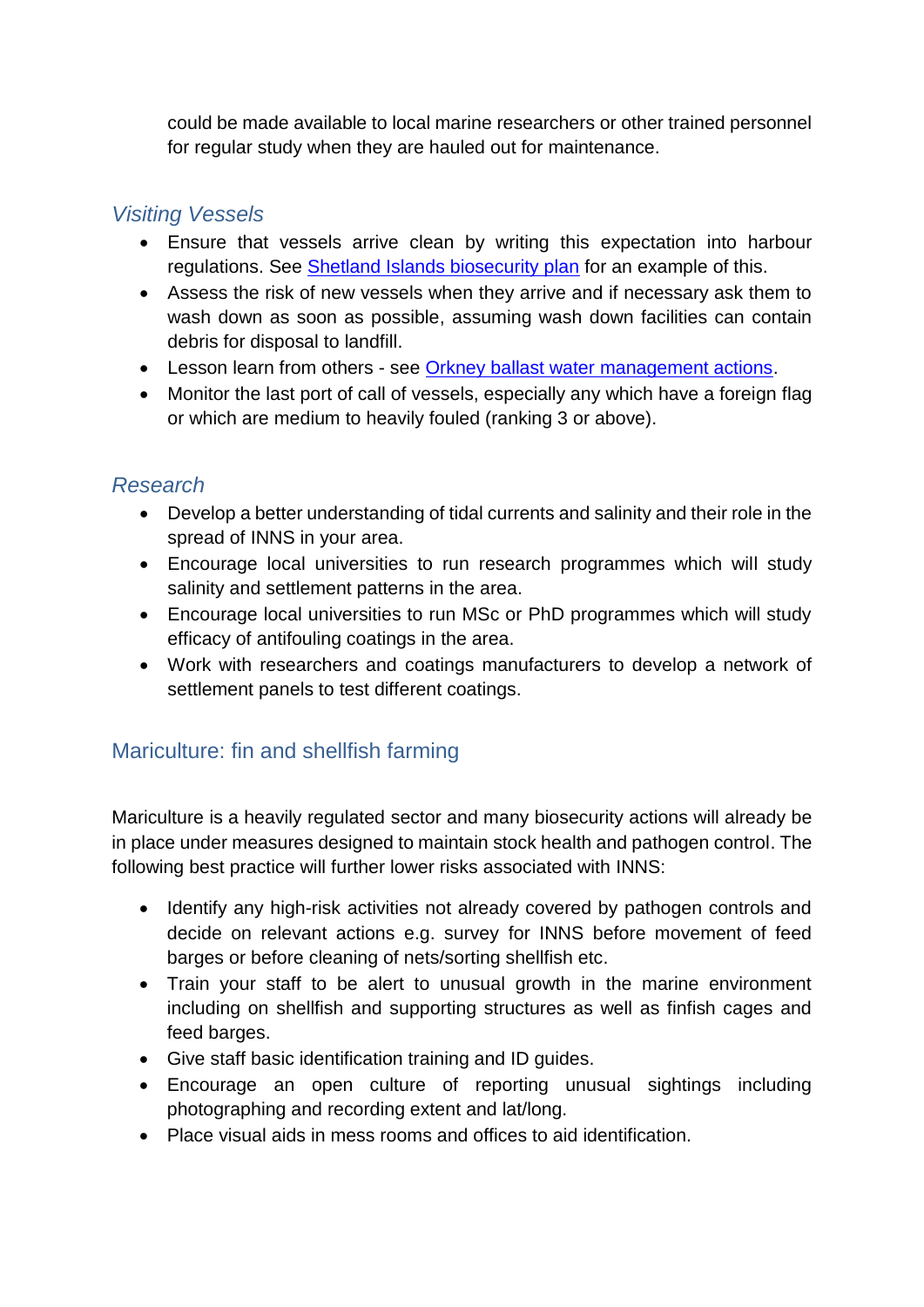could be made available to local marine researchers or other trained personnel for regular study when they are hauled out for maintenance.

### *Visiting Vessels*

- Ensure that vessels arrive clean by writing this expectation into harbour regulations. See [Shetland Islands biosecurity plan]() for an example of this.
- Assess the risk of new vessels when they arrive and if necessary ask them to wash down as soon as possible, assuming wash down facilities can contain debris for disposal to landfill.
- Lesson learn from others - see [Orkney ballast water management actions]().
- Monitor the last port of call of vessels, especially any which have a foreign flag or which are medium to heavily fouled (ranking 3 or above).

### *Research*

- Develop a better understanding of tidal currents and salinity and their role in the spread of INNS in your area.
- Encourage local universities to run research programmes which will study salinity and settlement patterns in the area.
- Encourage local universities to run MSc or PhD programmes which will study efficacy of antifouling coatings in the area.
- Work with researchers and coatings manufacturers to develop a network of settlement panels to test different coatings.

## Mariculture: fin and shellfish farming

Mariculture is a heavily regulated sector and many biosecurity actions will already be in place under measures designed to maintain stock health and pathogen control. The following best practice will further lower risks associated with INNS:

- Identify any high-risk activities not already covered by pathogen controls and decide on relevant actions e.g. survey for INNS before movement of feed barges or before cleaning of nets/sorting shellfish etc.
- Train your staff to be alert to unusual growth in the marine environment including on shellfish and supporting structures as well as finfish cages and feed barges.
- Give staff basic identification training and ID guides.
- Encourage an open culture of reporting unusual sightings including photographing and recording extent and lat/long.
- Place visual aids in mess rooms and offices to aid identification.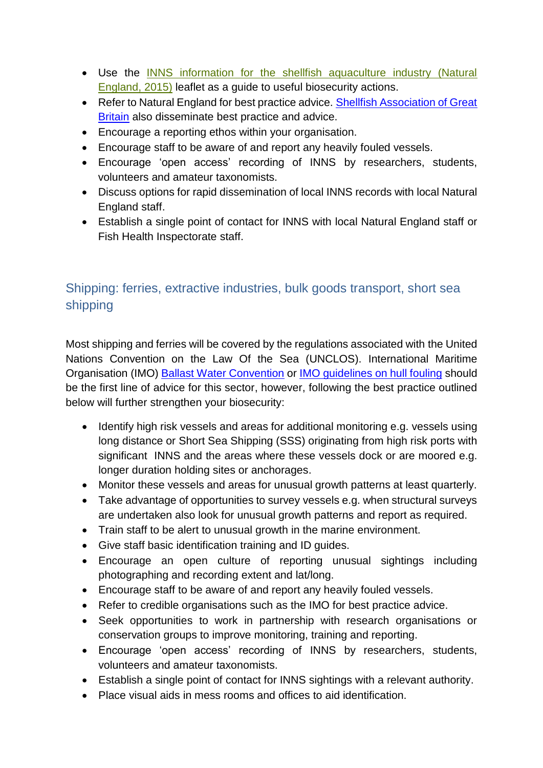- Use the INNS information for the shellfish aquaculture industry (Natural England, 2015) leaflet as a guide to useful biosecurity actions.
- Refer to Natural England for best practice advice. Shellfish Association of Great Britain also disseminate best practice and advice.
- Encourage a reporting ethos within your organisation.
- Encourage staff to be aware of and report any heavily fouled vessels.
- Encourage 'open access' recording of INNS by researchers, students, volunteers and amateur taxonomists.
- Discuss options for rapid dissemination of local INNS records with local Natural England staff.
- Establish a single point of contact for INNS with local Natural England staff or Fish Health Inspectorate staff.

## Shipping: ferries, extractive industries, bulk goods transport, short sea shipping

Most shipping and ferries will be covered by the regulations associated with the United Nations Convention on the Law Of the Sea (UNCLOS). International Maritime Organisation (IMO) Ballast Water Convention or IMO guidelines on hull fouling should be the first line of advice for this sector, however, following the best practice outlined below will further strengthen your biosecurity:

- Identify high risk vessels and areas for additional monitoring e.g. vessels using long distance or Short Sea Shipping (SSS) originating from high risk ports with significant INNS and the areas where these vessels dock or are moored e.g. longer duration holding sites or anchorages.
- Monitor these vessels and areas for unusual growth patterns at least quarterly.
- Take advantage of opportunities to survey vessels e.g. when structural surveys are undertaken also look for unusual growth patterns and report as required.
- Train staff to be alert to unusual growth in the marine environment.
- Give staff basic identification training and ID guides.
- Encourage an open culture of reporting unusual sightings including photographing and recording extent and lat/long.
- Encourage staff to be aware of and report any heavily fouled vessels.
- Refer to credible organisations such as the IMO for best practice advice.
- Seek opportunities to work in partnership with research organisations or conservation groups to improve monitoring, training and reporting.
- Encourage 'open access' recording of INNS by researchers, students, volunteers and amateur taxonomists.
- Establish a single point of contact for INNS sightings with a relevant authority.
- Place visual aids in mess rooms and offices to aid identification.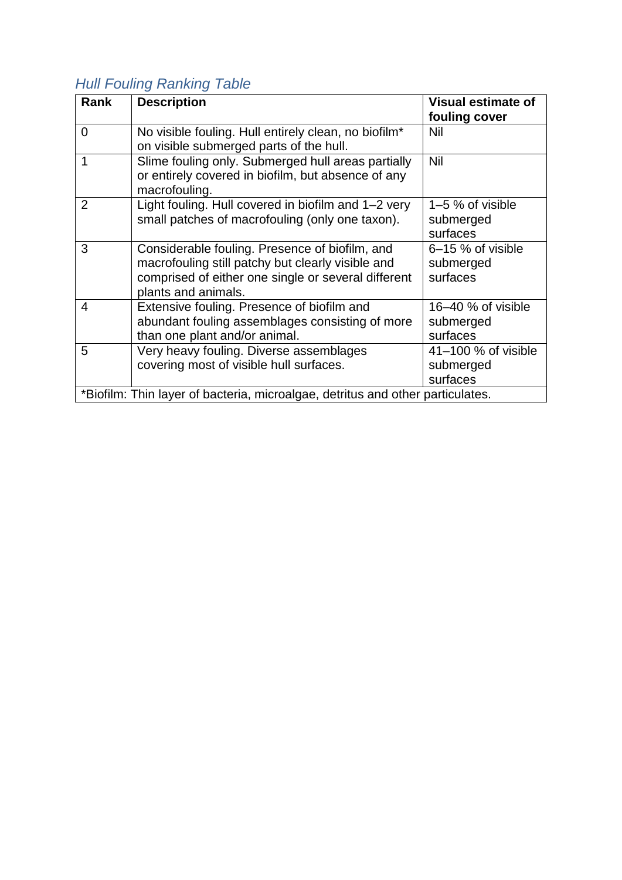*Hull Fouling Ranking Table*

| Rank | Description | Visual estimate of fouling cover |
|---|---|---|
| 0 | No visible fouling. Hull entirely clean, no biofilm* on visible submerged parts of the hull. | Nil |
| 1 | Slime fouling only. Submerged hull areas partially or entirely covered in biofilm, but absence of any macrofouling. | Nil |
| 2 | Light fouling. Hull covered in biofilm and 1–2 very small patches of macrofouling (only one taxon). | 1–5 % of visible submerged surfaces |
| 3 | Considerable fouling. Presence of biofilm, and macrofouling still patchy but clearly visible and comprised of either one single or several different plants and animals. | 6–15 % of visible submerged surfaces |
| 4 | Extensive fouling. Presence of biofilm and abundant fouling assemblages consisting of more than one plant and/or animal. | 16–40 % of visible submerged surfaces |
| 5 | Very heavy fouling. Diverse assemblages covering most of visible hull surfaces. | 41–100 % of visible submerged surfaces |

*Biofilm: Thin layer of bacteria, microalgae, detritus and other particulates.